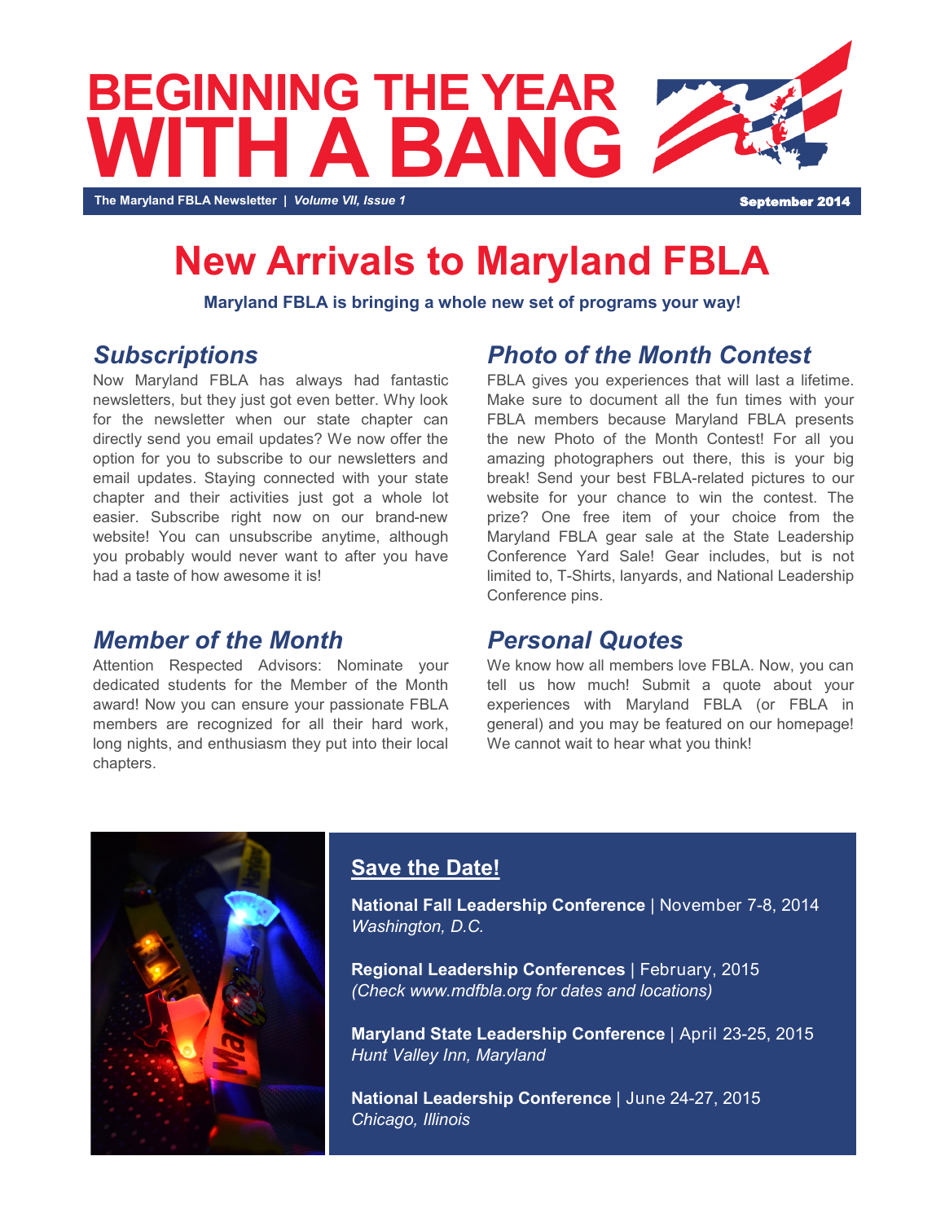# BEGINNING THE YEAR WITH A BANG

The Maryland FBLA Newsletter | *Volume VII, Issue 1* September 2014

# New Arrivals to Maryland FBLA

**Maryland FBLA is bringing a whole new set of programs your way!**

## *Subscriptions*

Now Maryland FBLA has always had fantastic newsletters, but they just got even better. Why look for the newsletter when our state chapter can directly send you email updates? We now offer the option for you to subscribe to our newsletters and email updates. Staying connected with your state chapter and their activities just got a whole lot easier. Subscribe right now on our brand-new website! You can unsubscribe anytime, although you probably would never want to after you have had a taste of how awesome it is!

## *Member of the Month*

Attention Respected Advisors: Nominate your dedicated students for the Member of the Month award! Now you can ensure your passionate FBLA members are recognized for all their hard work, long nights, and enthusiasm they put into their local chapters.

## *Photo of the Month Contest*

FBLA gives you experiences that will last a lifetime. Make sure to document all the fun times with your FBLA members because Maryland FBLA presents the new Photo of the Month Contest! For all you amazing photographers out there, this is your big break! Send your best FBLA-related pictures to our website for your chance to win the contest. The prize? One free item of your choice from the Maryland FBLA gear sale at the State Leadership Conference Yard Sale! Gear includes, but is not limited to, T-Shirts, lanyards, and National Leadership Conference pins.

## *Personal Quotes*

We know how all members love FBLA. Now, you can tell us how much! Submit a quote about your experiences with Maryland FBLA (or FBLA in general) and you may be featured on our homepage! We cannot wait to hear what you think!

## Save the Date!

**National Fall Leadership Conference** | November 7-8, 2014
*Washington, D.C.*

**Regional Leadership Conferences** | February, 2015
*(Check www.mdfbla.org for dates and locations)*

**Maryland State Leadership Conference** | April 23-25, 2015
*Hunt Valley Inn, Maryland*

**National Leadership Conference** | June 24-27, 2015
*Chicago, Illinois*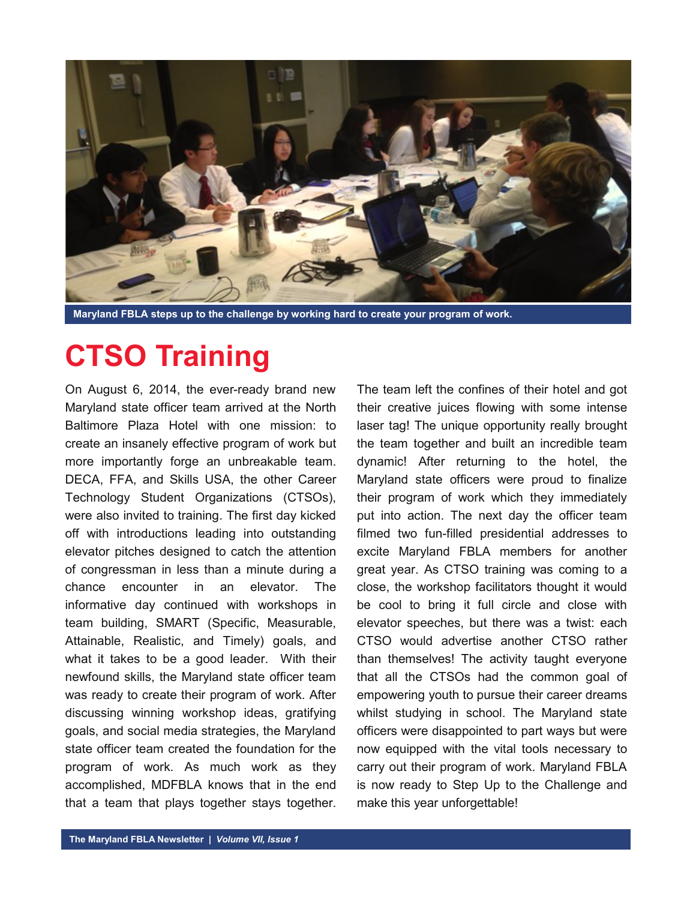Maryland FBLA steps up to the challenge by working hard to create your program of work.

# CTSO Training

On August 6, 2014, the ever-ready brand new Maryland state officer team arrived at the North Baltimore Plaza Hotel with one mission: to create an insanely effective program of work but more importantly forge an unbreakable team. DECA, FFA, and Skills USA, the other Career Technology Student Organizations (CTSOs), were also invited to training. The first day kicked off with introductions leading into outstanding elevator pitches designed to catch the attention of congressman in less than a minute during a chance encounter in an elevator. The informative day continued with workshops in team building, SMART (Specific, Measurable, Attainable, Realistic, and Timely) goals, and what it takes to be a good leader. With their newfound skills, the Maryland state officer team was ready to create their program of work. After discussing winning workshop ideas, gratifying goals, and social media strategies, the Maryland state officer team created the foundation for the program of work. As much work as they accomplished, MDFBLA knows that in the end that a team that plays together stays together.

The team left the confines of their hotel and got their creative juices flowing with some intense laser tag! The unique opportunity really brought the team together and built an incredible team dynamic! After returning to the hotel, the Maryland state officers were proud to finalize their program of work which they immediately put into action. The next day the officer team filmed two fun-filled presidential addresses to excite Maryland FBLA members for another great year. As CTSO training was coming to a close, the workshop facilitators thought it would be cool to bring it full circle and close with elevator speeches, but there was a twist: each CTSO would advertise another CTSO rather than themselves! The activity taught everyone that all the CTSOs had the common goal of empowering youth to pursue their career dreams whilst studying in school. The Maryland state officers were disappointed to part ways but were now equipped with the vital tools necessary to carry out their program of work. Maryland FBLA is now ready to Step Up to the Challenge and make this year unforgettable!